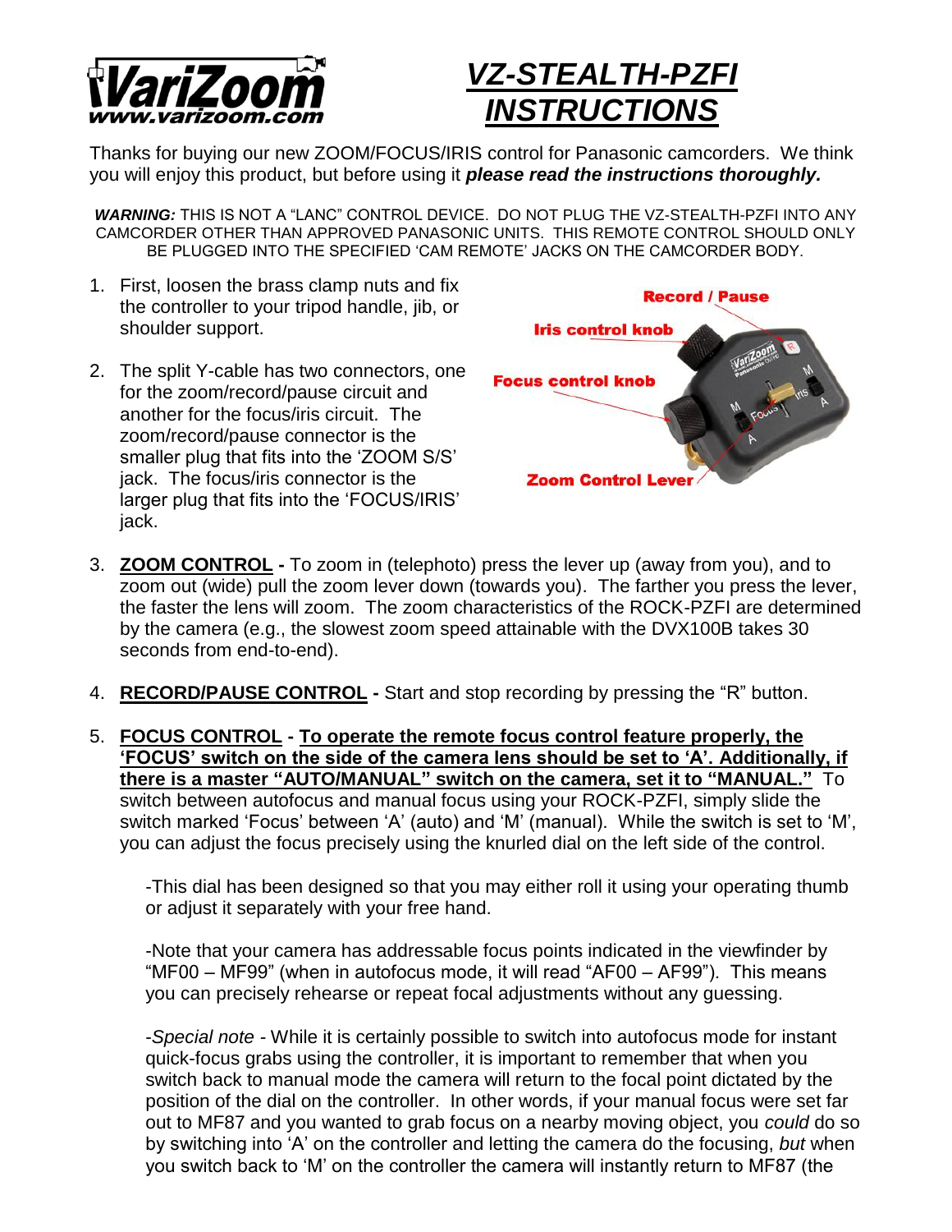# VZ-STEALTH-PZFI INSTRUCTIONS

VariZoom www.varizoom.com

Thanks for buying our new ZOOM/FOCUS/IRIS control for Panasonic camcorders. We think you will enjoy this product, but before using it ***please read the instructions thoroughly.***

***WARNING:*** THIS IS NOT A "LANC" CONTROL DEVICE. DO NOT PLUG THE VZ-STEALTH-PZFI INTO ANY CAMCORDER OTHER THAN APPROVED PANASONIC UNITS. THIS REMOTE CONTROL SHOULD ONLY BE PLUGGED INTO THE SPECIFIED 'CAM REMOTE' JACKS ON THE CAMCORDER BODY.

1. First, loosen the brass clamp nuts and fix the controller to your tripod handle, jib, or shoulder support.

2. The split Y-cable has two connectors, one for the zoom/record/pause circuit and another for the focus/iris circuit. The zoom/record/pause connector is the smaller plug that fits into the 'ZOOM S/S' jack. The focus/iris connector is the larger plug that fits into the 'FOCUS/IRIS' jack.

Record / Pause
Iris control knob
Focus control knob
Zoom Control Lever

3. **ZOOM CONTROL -** To zoom in (telephoto) press the lever up (away from you), and to zoom out (wide) pull the zoom lever down (towards you). The farther you press the lever, the faster the lens will zoom. The zoom characteristics of the ROCK-PZFI are determined by the camera (e.g., the slowest zoom speed attainable with the DVX100B takes 30 seconds from end-to-end).

4. **RECORD/PAUSE CONTROL -** Start and stop recording by pressing the "R" button.

5. **FOCUS CONTROL - To operate the remote focus control feature properly, the 'FOCUS' switch on the side of the camera lens should be set to 'A'. Additionally, if there is a master "AUTO/MANUAL" switch on the camera, set it to "MANUAL."** To switch between autofocus and manual focus using your ROCK-PZFI, simply slide the switch marked 'Focus' between 'A' (auto) and 'M' (manual). While the switch is set to 'M', you can adjust the focus precisely using the knurled dial on the left side of the control.

   -This dial has been designed so that you may either roll it using your operating thumb or adjust it separately with your free hand.

   -Note that your camera has addressable focus points indicated in the viewfinder by "MF00 – MF99" (when in autofocus mode, it will read "AF00 – AF99"). This means you can precisely rehearse or repeat focal adjustments without any guessing.

   -*Special note* - While it is certainly possible to switch into autofocus mode for instant quick-focus grabs using the controller, it is important to remember that when you switch back to manual mode the camera will return to the focal point dictated by the position of the dial on the controller. In other words, if your manual focus were set far out to MF87 and you wanted to grab focus on a nearby moving object, you *could* do so by switching into 'A' on the controller and letting the camera do the focusing, *but* when you switch back to 'M' on the controller the camera will instantly return to MF87 (the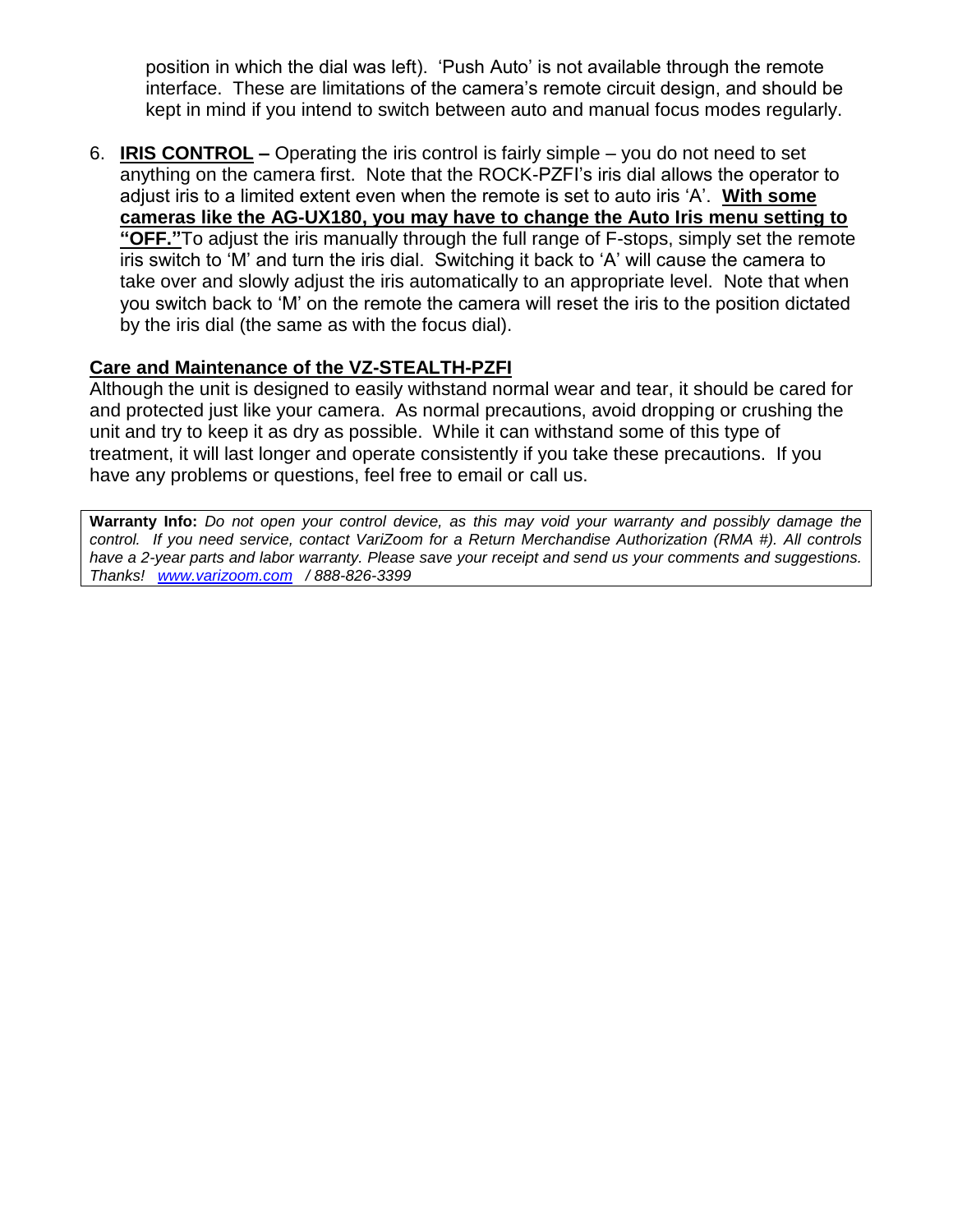position in which the dial was left). 'Push Auto' is not available through the remote interface. These are limitations of the camera's remote circuit design, and should be kept in mind if you intend to switch between auto and manual focus modes regularly.

6. **IRIS CONTROL –** Operating the iris control is fairly simple – you do not need to set anything on the camera first. Note that the ROCK-PZFI's iris dial allows the operator to adjust iris to a limited extent even when the remote is set to auto iris 'A'. **With some cameras like the AG-UX180, you may have to change the Auto Iris menu setting to "OFF."** To adjust the iris manually through the full range of F-stops, simply set the remote iris switch to 'M' and turn the iris dial. Switching it back to 'A' will cause the camera to take over and slowly adjust the iris automatically to an appropriate level. Note that when you switch back to 'M' on the remote the camera will reset the iris to the position dictated by the iris dial (the same as with the focus dial).

## Care and Maintenance of the VZ-STEALTH-PZFI

Although the unit is designed to easily withstand normal wear and tear, it should be cared for and protected just like your camera. As normal precautions, avoid dropping or crushing the unit and try to keep it as dry as possible. While it can withstand some of this type of treatment, it will last longer and operate consistently if you take these precautions. If you have any problems or questions, feel free to email or call us.

**Warranty Info:** *Do not open your control device, as this may void your warranty and possibly damage the control. If you need service, contact VariZoom for a Return Merchandise Authorization (RMA #). All controls have a 2-year parts and labor warranty. Please save your receipt and send us your comments and suggestions. Thanks! www.varizoom.com / 888-826-3399*